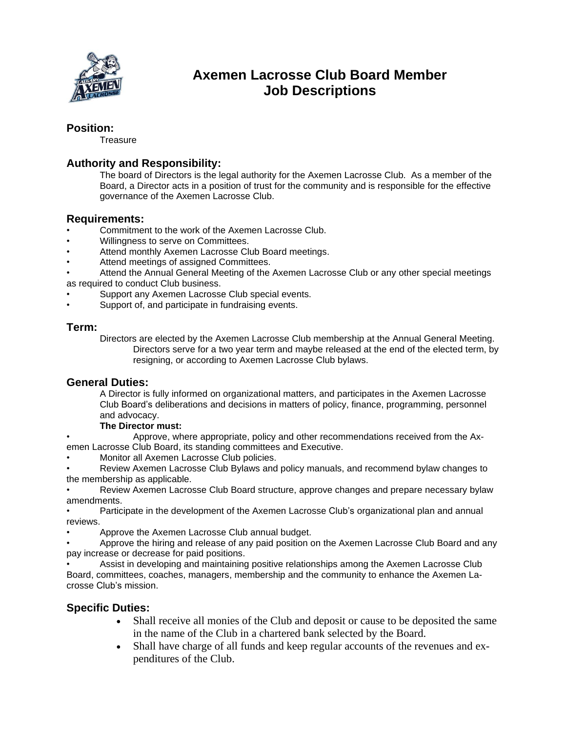# Axemen Lacrosse Club Board Member Job Descriptions

## Position:

Treasure

## Authority and Responsibility:

The board of Directors is the legal authority for the Axemen Lacrosse Club. As a member of the Board, a Director acts in a position of trust for the community and is responsible for the effective governance of the Axemen Lacrosse Club.

## Requirements:

- Commitment to the work of the Axemen Lacrosse Club.
- Willingness to serve on Committees.
- Attend monthly Axemen Lacrosse Club Board meetings.
- Attend meetings of assigned Committees.
- Attend the Annual General Meeting of the Axemen Lacrosse Club or any other special meetings as required to conduct Club business.
- Support any Axemen Lacrosse Club special events.
- Support of, and participate in fundraising events.

## Term:

Directors are elected by the Axemen Lacrosse Club membership at the Annual General Meeting. Directors serve for a two year term and maybe released at the end of the elected term, by resigning, or according to Axemen Lacrosse Club bylaws.

## General Duties:

A Director is fully informed on organizational matters, and participates in the Axemen Lacrosse Club Board's deliberations and decisions in matters of policy, finance, programming, personnel and advocacy.

**The Director must:**

- Approve, where appropriate, policy and other recommendations received from the Axemen Lacrosse Club Board, its standing committees and Executive.
- Monitor all Axemen Lacrosse Club policies.
- Review Axemen Lacrosse Club Bylaws and policy manuals, and recommend bylaw changes to the membership as applicable.
- Review Axemen Lacrosse Club Board structure, approve changes and prepare necessary bylaw amendments.
- Participate in the development of the Axemen Lacrosse Club's organizational plan and annual reviews.
- Approve the Axemen Lacrosse Club annual budget.
- Approve the hiring and release of any paid position on the Axemen Lacrosse Club Board and any pay increase or decrease for paid positions.
- Assist in developing and maintaining positive relationships among the Axemen Lacrosse Club Board, committees, coaches, managers, membership and the community to enhance the Axemen Lacrosse Club's mission.

## Specific Duties:

- Shall receive all monies of the Club and deposit or cause to be deposited the same in the name of the Club in a chartered bank selected by the Board.
- Shall have charge of all funds and keep regular accounts of the revenues and expenditures of the Club.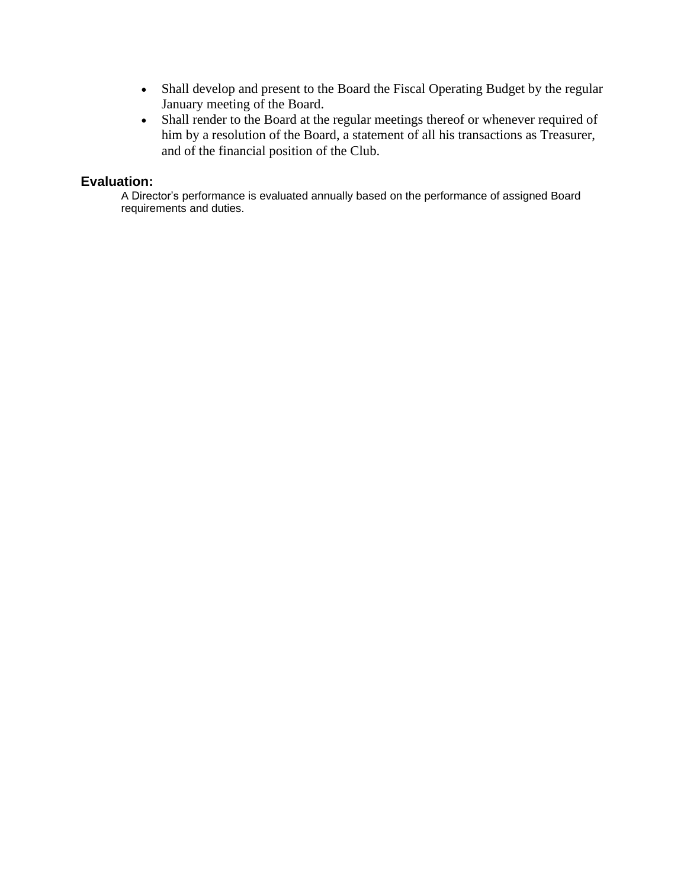- Shall develop and present to the Board the Fiscal Operating Budget by the regular January meeting of the Board.
- Shall render to the Board at the regular meetings thereof or whenever required of him by a resolution of the Board, a statement of all his transactions as Treasurer, and of the financial position of the Club.

### Evaluation:

A Director's performance is evaluated annually based on the performance of assigned Board requirements and duties.